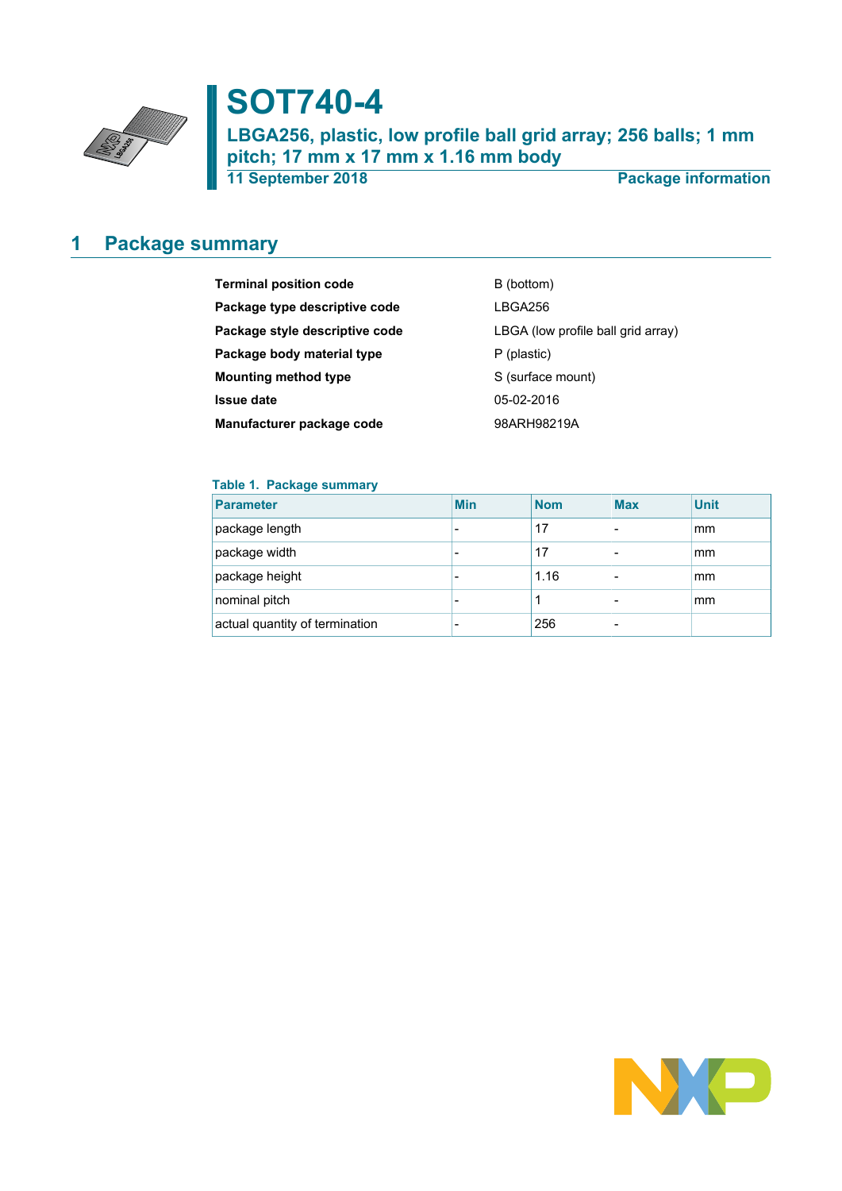# SOT740-4

**LBGA256, plastic, low profile ball grid array; 256 balls; 1 mm pitch; 17 mm x 17 mm x 1.16 mm body**

**11 September 2018** — **Package information**

## 1 Package summary

| | |
|---|---|
| **Terminal position code** | B (bottom) |
| **Package type descriptive code** | LBGA256 |
| **Package style descriptive code** | LBGA (low profile ball grid array) |
| **Package body material type** | P (plastic) |
| **Mounting method type** | S (surface mount) |
| **Issue date** | 05-02-2016 |
| **Manufacturer package code** | 98ARH98219A |

**Table 1. Package summary**

| Parameter | Min | Nom | Max | Unit |
|---|---|---|---|---|
| package length | - | 17 | - | mm |
| package width | - | 17 | - | mm |
| package height | - | 1.16 | - | mm |
| nominal pitch | - | 1 | - | mm |
| actual quantity of termination | - | 256 | - | |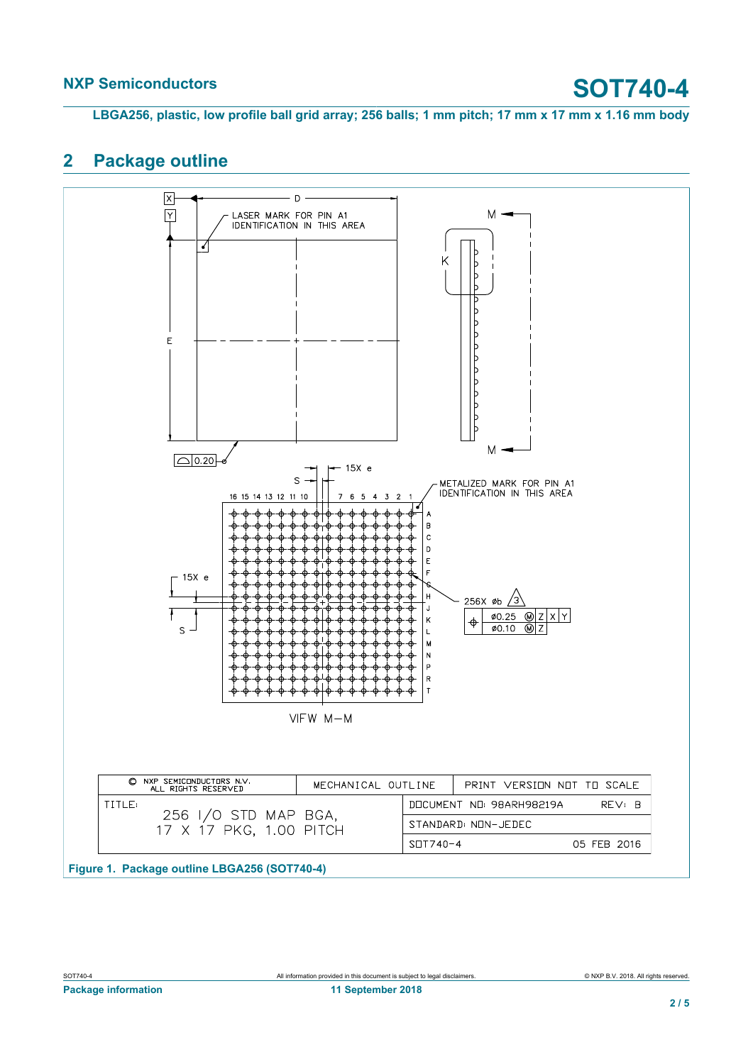## 2 Package outline

| © NXP SEMICONDUCTORS N.V. ALL RIGHTS RESERVED | MECHANICAL OUTLINE | PRINT VERSION NOT TO SCALE |
|---|---|---|
| TITLE: 256 I/O STD MAP BGA, 17 X 17 PKG, 1.00 PITCH | DOCUMENT NO: 98ARH98219A | REV: B |
| | STANDARD: NON-JEDEC | |
| | SOT740-4 | 05 FEB 2016 |

Figure 1. Package outline LBGA256 (SOT740-4)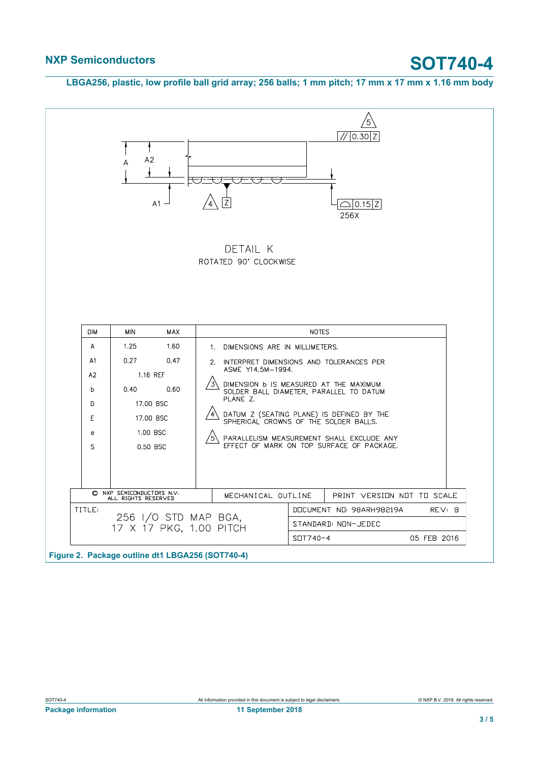## LBGA256, plastic, low profile ball grid array; 256 balls; 1 mm pitch; 17 mm x 17 mm x 1.16 mm body

DETAIL K

ROTATED 90° CLOCKWISE

| DIM | MIN | MAX |
|---|---|---|
| A | 1.25 | 1.60 |
| A1 | 0.27 | 0.47 |
| A2 | 1.16 REF | |
| b | 0.40 | 0.60 |
| D | 17.00 BSC | |
| E | 17.00 BSC | |
| e | 1.00 BSC | |
| S | 0.50 BSC | |

NOTES

1. DIMENSIONS ARE IN MILLIMETERS.
2. INTERPRET DIMENSIONS AND TOLERANCES PER ASME Y14.5M−1994.
3. DIMENSION b IS MEASURED AT THE MAXIMUM SOLDER BALL DIAMETER, PARALLEL TO DATUM PLANE Z.
4. DATUM Z (SEATING PLANE) IS DEFINED BY THE SPHERICAL CROWNS OF THE SOLDER BALLS.
5. PARALLELISM MEASUREMENT SHALL EXCLUDE ANY EFFECT OF MARK ON TOP SURFACE OF PACKAGE.

| © NXP SEMICONDUCTORS N.V. ALL RIGHTS RESERVED | MECHANICAL OUTLINE | PRINT VERSION NOT TO SCALE |
|---|---|---|
| TITLE: 256 I/O STD MAP BGA, 17 X 17 PKG, 1.00 PITCH | DOCUMENT NO: 98ARH98219A | REV: B |
| | STANDARD: NON-JEDEC | |
| | SOT740-4 | 05 FEB 2016 |

Figure 2. Package outline dt1 LBGA256 (SOT740-4)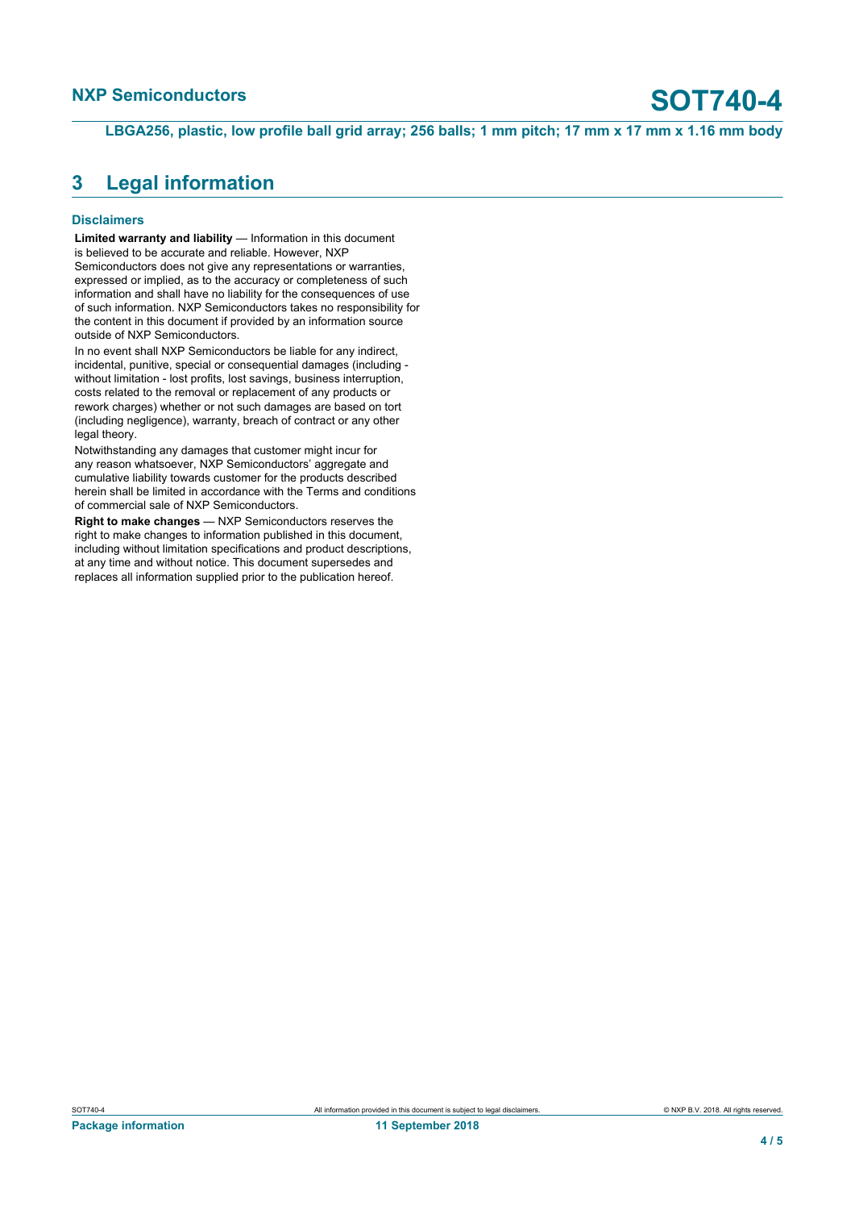## 3 Legal information

### Disclaimers

**Limited warranty and liability** — Information in this document is believed to be accurate and reliable. However, NXP Semiconductors does not give any representations or warranties, expressed or implied, as to the accuracy or completeness of such information and shall have no liability for the consequences of use of such information. NXP Semiconductors takes no responsibility for the content in this document if provided by an information source outside of NXP Semiconductors.

In no event shall NXP Semiconductors be liable for any indirect, incidental, punitive, special or consequential damages (including - without limitation - lost profits, lost savings, business interruption, costs related to the removal or replacement of any products or rework charges) whether or not such damages are based on tort (including negligence), warranty, breach of contract or any other legal theory.

Notwithstanding any damages that customer might incur for any reason whatsoever, NXP Semiconductors' aggregate and cumulative liability towards customer for the products described herein shall be limited in accordance with the Terms and conditions of commercial sale of NXP Semiconductors.

**Right to make changes** — NXP Semiconductors reserves the right to make changes to information published in this document, including without limitation specifications and product descriptions, at any time and without notice. This document supersedes and replaces all information supplied prior to the publication hereof.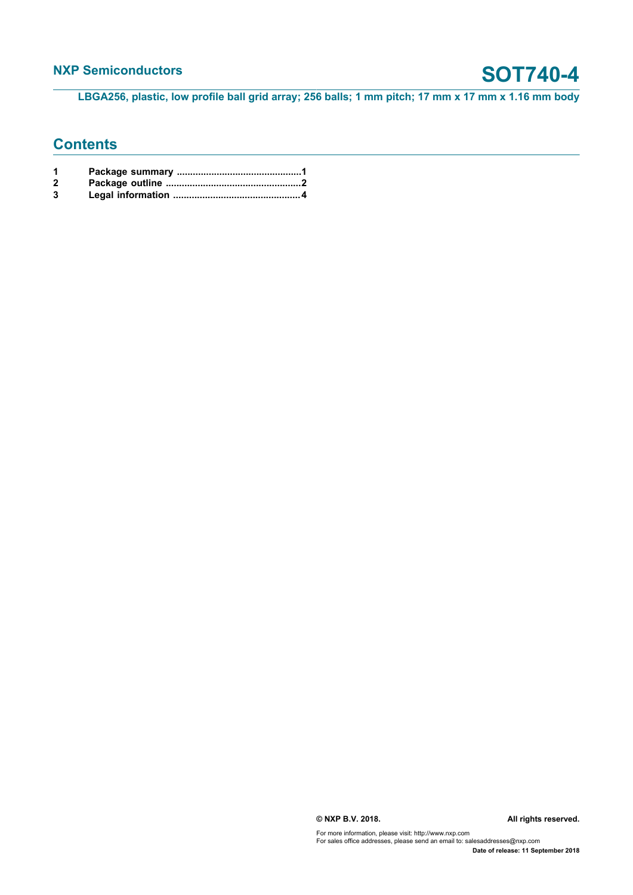## Contents

1 Package summary ..............................................1
2 Package outline ..................................................2
3 Legal information ...............................................4

© NXP B.V. 2018. All rights reserved.

For more information, please visit: http://www.nxp.com
For sales office addresses, please send an email to: salesaddresses@nxp.com

Date of release: 11 September 2018